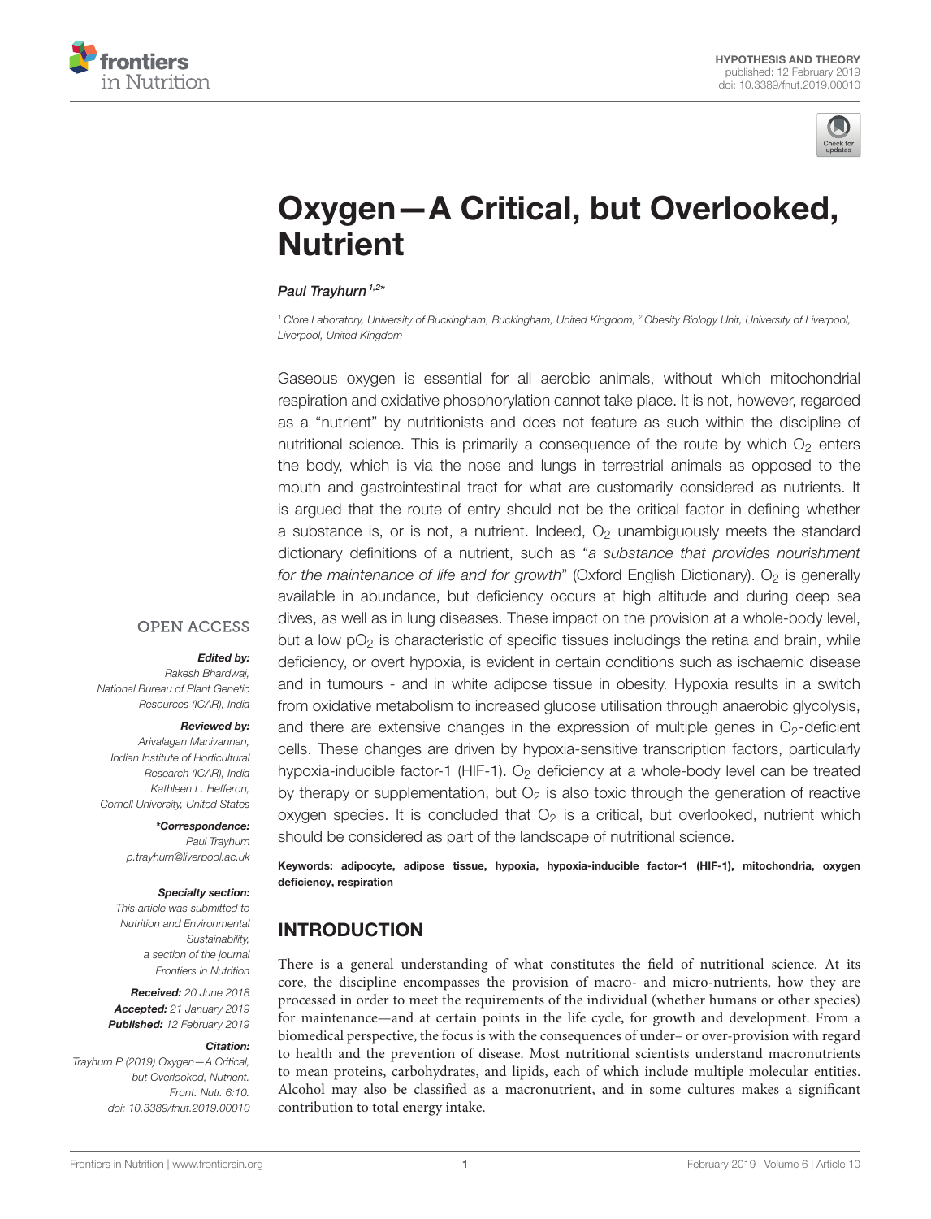HYPOTHESIS AND THEORY
published: 12 February 2019
doi: 10.3389/fnut.2019.00010

# Oxygen—A Critical, but Overlooked, Nutrient

*Paul Trayhurn*[1,2]*

[1] Clore Laboratory, University of Buckingham, Buckingham, United Kingdom, [2] Obesity Biology Unit, University of Liverpool, Liverpool, United Kingdom

Gaseous oxygen is essential for all aerobic animals, without which mitochondrial respiration and oxidative phosphorylation cannot take place. It is not, however, regarded as a "nutrient" by nutritionists and does not feature as such within the discipline of nutritional science. This is primarily a consequence of the route by which $O_2$ enters the body, which is via the nose and lungs in terrestrial animals as opposed to the mouth and gastrointestinal tract for what are customarily considered as nutrients. It is argued that the route of entry should not be the critical factor in defining whether a substance is, or is not, a nutrient. Indeed, $O_2$ unambiguously meets the standard dictionary definitions of a nutrient, such as "*a substance that provides nourishment for the maintenance of life and for growth*" (Oxford English Dictionary). $O_2$ is generally available in abundance, but deficiency occurs at high altitude and during deep sea dives, as well as in lung diseases. These impact on the provision at a whole-body level, but a low $pO_2$ is characteristic of specific tissues includings the retina and brain, while deficiency, or overt hypoxia, is evident in certain conditions such as ischaemic disease and in tumours - and in white adipose tissue in obesity. Hypoxia results in a switch from oxidative metabolism to increased glucose utilisation through anaerobic glycolysis, and there are extensive changes in the expression of multiple genes in $O_2$-deficient cells. These changes are driven by hypoxia-sensitive transcription factors, particularly hypoxia-inducible factor-1 (HIF-1). $O_2$ deficiency at a whole-body level can be treated by therapy or supplementation, but $O_2$ is also toxic through the generation of reactive oxygen species. It is concluded that $O_2$ is a critical, but overlooked, nutrient which should be considered as part of the landscape of nutritional science.

**Keywords: adipocyte, adipose tissue, hypoxia, hypoxia-inducible factor-1 (HIF-1), mitochondria, oxygen deficiency, respiration**

OPEN ACCESS

***Edited by:***
*Rakesh Bhardwaj, National Bureau of Plant Genetic Resources (ICAR), India*

***Reviewed by:***
*Arivalagan Manivannan, Indian Institute of Horticultural Research (ICAR), India*
*Kathleen L. Hefferon, Cornell University, United States*

***\*Correspondence:***
*Paul Trayhurn*
*p.trayhurn@liverpool.ac.uk*

***Specialty section:***
*This article was submitted to Nutrition and Environmental Sustainability, a section of the journal Frontiers in Nutrition*

***Received:*** *20 June 2018*
***Accepted:*** *21 January 2019*
***Published:*** *12 February 2019*

***Citation:***
*Trayhurn P (2019) Oxygen—A Critical, but Overlooked, Nutrient. Front. Nutr. 6:10. doi: 10.3389/fnut.2019.00010*

## INTRODUCTION

There is a general understanding of what constitutes the field of nutritional science. At its core, the discipline encompasses the provision of macro- and micro-nutrients, how they are processed in order to meet the requirements of the individual (whether humans or other species) for maintenance—and at certain points in the life cycle, for growth and development. From a biomedical perspective, the focus is with the consequences of under– or over-provision with regard to health and the prevention of disease. Most nutritional scientists understand macronutrients to mean proteins, carbohydrates, and lipids, each of which include multiple molecular entities. Alcohol may also be classified as a macronutrient, and in some cultures makes a significant contribution to total energy intake.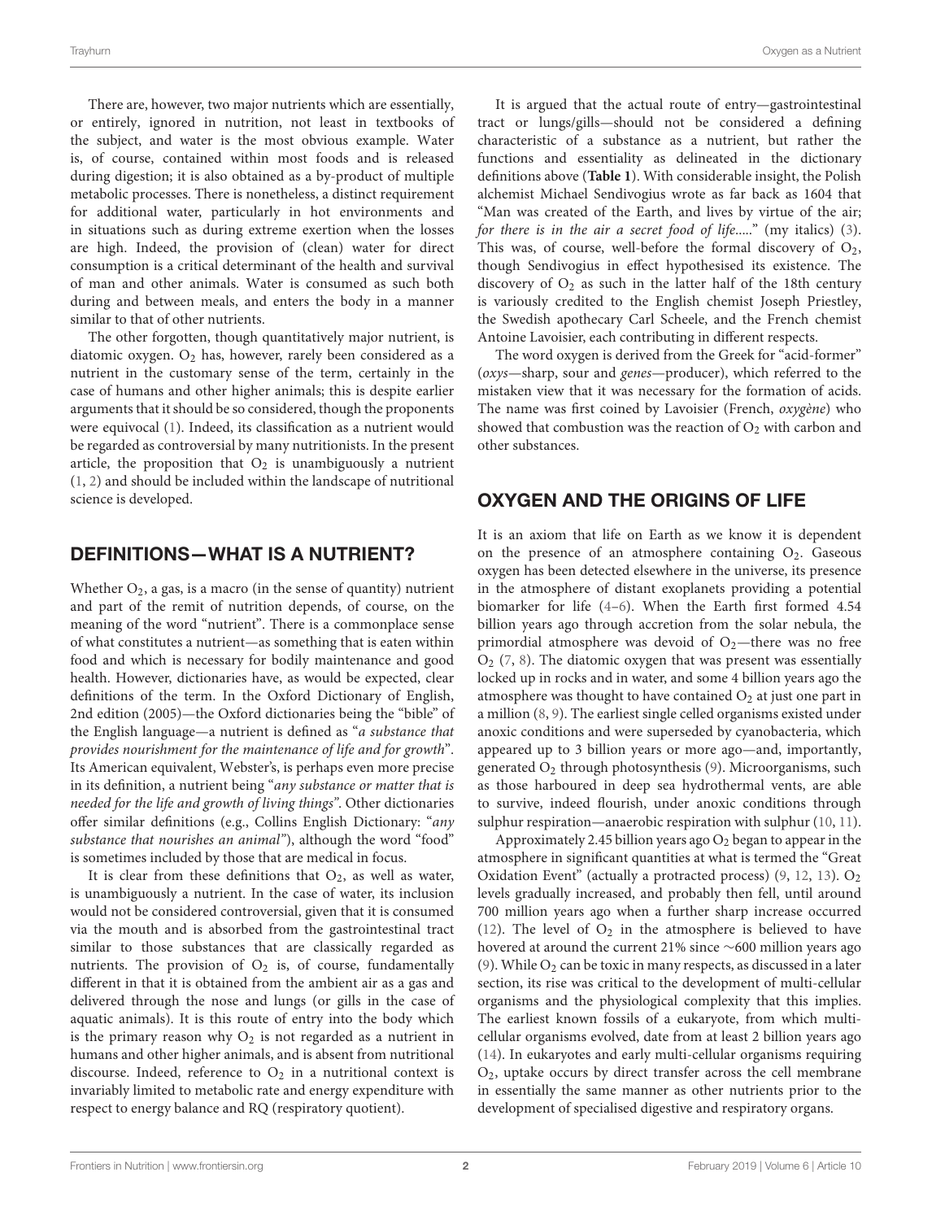There are, however, two major nutrients which are essentially, or entirely, ignored in nutrition, not least in textbooks of the subject, and water is the most obvious example. Water is, of course, contained within most foods and is released during digestion; it is also obtained as a by-product of multiple metabolic processes. There is nonetheless, a distinct requirement for additional water, particularly in hot environments and in situations such as during extreme exertion when the losses are high. Indeed, the provision of (clean) water for direct consumption is a critical determinant of the health and survival of man and other animals. Water is consumed as such both during and between meals, and enters the body in a manner similar to that of other nutrients.

The other forgotten, though quantitatively major nutrient, is diatomic oxygen. $O_2$ has, however, rarely been considered as a nutrient in the customary sense of the term, certainly in the case of humans and other higher animals; this is despite earlier arguments that it should be so considered, though the proponents were equivocal (1). Indeed, its classification as a nutrient would be regarded as controversial by many nutritionists. In the present article, the proposition that $O_2$ is unambiguously a nutrient (1, 2) and should be included within the landscape of nutritional science is developed.

## DEFINITIONS—WHAT IS A NUTRIENT?

Whether $O_2$, a gas, is a macro (in the sense of quantity) nutrient and part of the remit of nutrition depends, of course, on the meaning of the word "nutrient". There is a commonplace sense of what constitutes a nutrient—as something that is eaten within food and which is necessary for bodily maintenance and good health. However, dictionaries have, as would be expected, clear definitions of the term. In the Oxford Dictionary of English, 2nd edition (2005)—the Oxford dictionaries being the "bible" of the English language—a nutrient is defined as "*a substance that provides nourishment for the maintenance of life and for growth*". Its American equivalent, Webster's, is perhaps even more precise in its definition, a nutrient being "*any substance or matter that is needed for the life and growth of living things*". Other dictionaries offer similar definitions (e.g., Collins English Dictionary: "*any substance that nourishes an animal*"), although the word "food" is sometimes included by those that are medical in focus.

It is clear from these definitions that $O_2$, as well as water, is unambiguously a nutrient. In the case of water, its inclusion would not be considered controversial, given that it is consumed via the mouth and is absorbed from the gastrointestinal tract similar to those substances that are classically regarded as nutrients. The provision of $O_2$ is, of course, fundamentally different in that it is obtained from the ambient air as a gas and delivered through the nose and lungs (or gills in the case of aquatic animals). It is this route of entry into the body which is the primary reason why $O_2$ is not regarded as a nutrient in humans and other higher animals, and is absent from nutritional discourse. Indeed, reference to $O_2$ in a nutritional context is invariably limited to metabolic rate and energy expenditure with respect to energy balance and RQ (respiratory quotient).

It is argued that the actual route of entry—gastrointestinal tract or lungs/gills—should not be considered a defining characteristic of a substance as a nutrient, but rather the functions and essentiality as delineated in the dictionary definitions above (**Table 1**). With considerable insight, the Polish alchemist Michael Sendivogius wrote as far back as 1604 that "Man was created of the Earth, and lives by virtue of the air; *for there is in the air a secret food of life.....*" (my italics) (3). This was, of course, well-before the formal discovery of $O_2$, though Sendivogius in effect hypothesised its existence. The discovery of $O_2$ as such in the latter half of the 18th century is variously credited to the English chemist Joseph Priestley, the Swedish apothecary Carl Scheele, and the French chemist Antoine Lavoisier, each contributing in different respects.

The word oxygen is derived from the Greek for "acid-former" (*oxys*—sharp, sour and *genes*—producer), which referred to the mistaken view that it was necessary for the formation of acids. The name was first coined by Lavoisier (French, *oxygène*) who showed that combustion was the reaction of $O_2$ with carbon and other substances.

## OXYGEN AND THE ORIGINS OF LIFE

It is an axiom that life on Earth as we know it is dependent on the presence of an atmosphere containing $O_2$. Gaseous oxygen has been detected elsewhere in the universe, its presence in the atmosphere of distant exoplanets providing a potential biomarker for life (4–6). When the Earth first formed 4.54 billion years ago through accretion from the solar nebula, the primordial atmosphere was devoid of $O_2$—there was no free $O_2$ (7, 8). The diatomic oxygen that was present was essentially locked up in rocks and in water, and some 4 billion years ago the atmosphere was thought to have contained $O_2$ at just one part in a million (8, 9). The earliest single celled organisms existed under anoxic conditions and were superseded by cyanobacteria, which appeared up to 3 billion years or more ago—and, importantly, generated $O_2$ through photosynthesis (9). Microorganisms, such as those harboured in deep sea hydrothermal vents, are able to survive, indeed flourish, under anoxic conditions through sulphur respiration—anaerobic respiration with sulphur (10, 11).

Approximately 2.45 billion years ago $O_2$ began to appear in the atmosphere in significant quantities at what is termed the "Great Oxidation Event" (actually a protracted process) (9, 12, 13). $O_2$ levels gradually increased, and probably then fell, until around 700 million years ago when a further sharp increase occurred (12). The level of $O_2$ in the atmosphere is believed to have hovered at around the current 21% since ∼600 million years ago (9). While $O_2$ can be toxic in many respects, as discussed in a later section, its rise was critical to the development of multi-cellular organisms and the physiological complexity that this implies. The earliest known fossils of a eukaryote, from which multi-cellular organisms evolved, date from at least 2 billion years ago (14). In eukaryotes and early multi-cellular organisms requiring $O_2$, uptake occurs by direct transfer across the cell membrane in essentially the same manner as other nutrients prior to the development of specialised digestive and respiratory organs.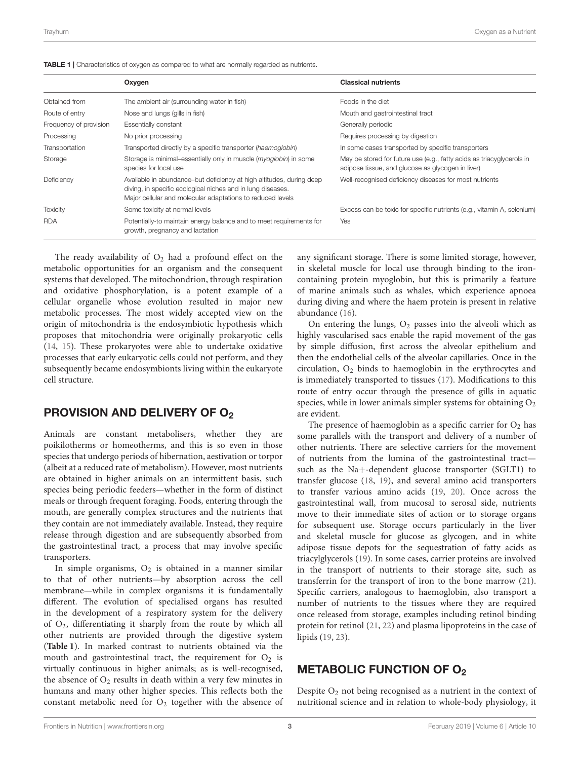**TABLE 1 |** Characteristics of oxygen as compared to what are normally regarded as nutrients.

| | Oxygen | Classical nutrients |
|---|---|---|
| Obtained from | The ambient air (surrounding water in fish) | Foods in the diet |
| Route of entry | Nose and lungs (gills in fish) | Mouth and gastrointestinal tract |
| Frequency of provision | Essentially constant | Generally periodic |
| Processing | No prior processing | Requires processing by digestion |
| Transportation | Transported directly by a specific transporter (*haemoglobin*) | In some cases transported by specific transporters |
| Storage | Storage is minimal–essentially only in muscle (*myoglobin*) in some species for local use | May be stored for future use (e.g., fatty acids as triacyglycerols in adipose tissue, and glucose as glycogen in liver) |
| Deficiency | Available in abundance–but deficiency at high altitudes, during deep diving, in specific ecological niches and in lung diseases. Major cellular and molecular adaptations to reduced levels | Well-recognised deficiency diseases for most nutrients |
| Toxicity | Some toxicity at normal levels | Excess can be toxic for specific nutrients (e.g., vitamin A, selenium) |
| RDA | Potentially-to maintain energy balance and to meet requirements for growth, pregnancy and lactation | Yes |

The ready availability of $O_2$ had a profound effect on the metabolic opportunities for an organism and the consequent systems that developed. The mitochondrion, through respiration and oxidative phosphorylation, is a potent example of a cellular organelle whose evolution resulted in major new metabolic processes. The most widely accepted view on the origin of mitochondria is the endosymbiotic hypothesis which proposes that mitochondria were originally prokaryotic cells (14, 15). These prokaryotes were able to undertake oxidative processes that early eukaryotic cells could not perform, and they subsequently became endosymbionts living within the eukaryote cell structure.

## PROVISION AND DELIVERY OF $O_2$

Animals are constant metabolisers, whether they are poikilotherms or homeotherms, and this is so even in those species that undergo periods of hibernation, aestivation or torpor (albeit at a reduced rate of metabolism). However, most nutrients are obtained in higher animals on an intermittent basis, such species being periodic feeders—whether in the form of distinct meals or through frequent foraging. Foods, entering through the mouth, are generally complex structures and the nutrients that they contain are not immediately available. Instead, they require release through digestion and are subsequently absorbed from the gastrointestinal tract, a process that may involve specific transporters.

In simple organisms, $O_2$ is obtained in a manner similar to that of other nutrients—by absorption across the cell membrane—while in complex organisms it is fundamentally different. The evolution of specialised organs has resulted in the development of a respiratory system for the delivery of $O_2$, differentiating it sharply from the route by which all other nutrients are provided through the digestive system (**Table 1**). In marked contrast to nutrients obtained via the mouth and gastrointestinal tract, the requirement for $O_2$ is virtually continuous in higher animals; as is well-recognised, the absence of $O_2$ results in death within a very few minutes in humans and many other higher species. This reflects both the constant metabolic need for $O_2$ together with the absence of any significant storage. There is some limited storage, however, in skeletal muscle for local use through binding to the iron-containing protein myoglobin, but this is primarily a feature of marine animals such as whales, which experience apnoea during diving and where the haem protein is present in relative abundance (16).

On entering the lungs, $O_2$ passes into the alveoli which as highly vascularised sacs enable the rapid movement of the gas by simple diffusion, first across the alveolar epithelium and then the endothelial cells of the alveolar capillaries. Once in the circulation, $O_2$ binds to haemoglobin in the erythrocytes and is immediately transported to tissues (17). Modifications to this route of entry occur through the presence of gills in aquatic species, while in lower animals simpler systems for obtaining $O_2$ are evident.

The presence of haemoglobin as a specific carrier for $O_2$ has some parallels with the transport and delivery of a number of other nutrients. There are selective carriers for the movement of nutrients from the lumina of the gastrointestinal tract—such as the Na+-dependent glucose transporter (SGLT1) to transfer glucose (18, 19), and several amino acid transporters to transfer various amino acids (19, 20). Once across the gastrointestinal wall, from mucosal to serosal side, nutrients move to their immediate sites of action or to storage organs for subsequent use. Storage occurs particularly in the liver and skeletal muscle for glucose as glycogen, and in white adipose tissue depots for the sequestration of fatty acids as triacylglycerols (19). In some cases, carrier proteins are involved in the transport of nutrients to their storage site, such as transferrin for the transport of iron to the bone marrow (21). Specific carriers, analogous to haemoglobin, also transport a number of nutrients to the tissues where they are required once released from storage, examples including retinol binding protein for retinol (21, 22) and plasma lipoproteins in the case of lipids (19, 23).

## METABOLIC FUNCTION OF $O_2$

Despite $O_2$ not being recognised as a nutrient in the context of nutritional science and in relation to whole-body physiology, it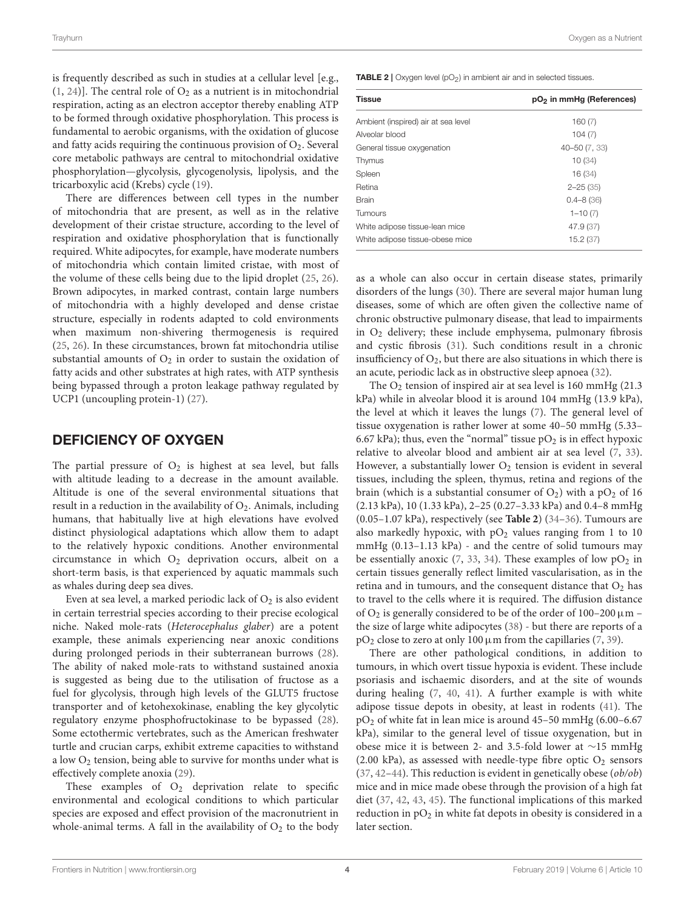is frequently described as such in studies at a cellular level [e.g., (1, 24)]. The central role of $O_2$ as a nutrient is in mitochondrial respiration, acting as an electron acceptor thereby enabling ATP to be formed through oxidative phosphorylation. This process is fundamental to aerobic organisms, with the oxidation of glucose and fatty acids requiring the continuous provision of $O_2$. Several core metabolic pathways are central to mitochondrial oxidative phosphorylation—glycolysis, glycogenolysis, lipolysis, and the tricarboxylic acid (Krebs) cycle (19).

There are differences between cell types in the number of mitochondria that are present, as well as in the relative development of their cristae structure, according to the level of respiration and oxidative phosphorylation that is functionally required. White adipocytes, for example, have moderate numbers of mitochondria which contain limited cristae, with most of the volume of these cells being due to the lipid droplet (25, 26). Brown adipocytes, in marked contrast, contain large numbers of mitochondria with a highly developed and dense cristae structure, especially in rodents adapted to cold environments when maximum non-shivering thermogenesis is required (25, 26). In these circumstances, brown fat mitochondria utilise substantial amounts of $O_2$ in order to sustain the oxidation of fatty acids and other substrates at high rates, with ATP synthesis being bypassed through a proton leakage pathway regulated by UCP1 (uncoupling protein-1) (27).

## DEFICIENCY OF OXYGEN

The partial pressure of $O_2$ is highest at sea level, but falls with altitude leading to a decrease in the amount available. Altitude is one of the several environmental situations that result in a reduction in the availability of $O_2$. Animals, including humans, that habitually live at high elevations have evolved distinct physiological adaptations which allow them to adapt to the relatively hypoxic conditions. Another environmental circumstance in which $O_2$ deprivation occurs, albeit on a short-term basis, is that experienced by aquatic mammals such as whales during deep sea dives.

Even at sea level, a marked periodic lack of $O_2$ is also evident in certain terrestrial species according to their precise ecological niche. Naked mole-rats (*Heterocephalus glaber*) are a potent example, these animals experiencing near anoxic conditions during prolonged periods in their subterranean burrows (28). The ability of naked mole-rats to withstand sustained anoxia is suggested as being due to the utilisation of fructose as a fuel for glycolysis, through high levels of the GLUT5 fructose transporter and of ketohexokinase, enabling the key glycolytic regulatory enzyme phosphofructokinase to be bypassed (28). Some ectothermic vertebrates, such as the American freshwater turtle and crucian carps, exhibit extreme capacities to withstand a low $O_2$ tension, being able to survive for months under what is effectively complete anoxia (29).

These examples of $O_2$ deprivation relate to specific environmental and ecological conditions to which particular species are exposed and effect provision of the macronutrient in whole-animal terms. A fall in the availability of $O_2$ to the body as a whole can also occur in certain disease states, primarily disorders of the lungs (30). There are several major human lung diseases, some of which are often given the collective name of chronic obstructive pulmonary disease, that lead to impairments in $O_2$ delivery; these include emphysema, pulmonary fibrosis and cystic fibrosis (31). Such conditions result in a chronic insufficiency of $O_2$, but there are also situations in which there is an acute, periodic lack as in obstructive sleep apnoea (32).

**TABLE 2 |** Oxygen level ($pO_2$) in ambient air and in selected tissues.

| Tissue | $pO_2$ in mmHg (References) |
|---|---|
| Ambient (inspired) air at sea level | 160 (7) |
| Alveolar blood | 104 (7) |
| General tissue oxygenation | 40–50 (7, 33) |
| Thymus | 10 (34) |
| Spleen | 16 (34) |
| Retina | 2–25 (35) |
| Brain | 0.4–8 (36) |
| Tumours | 1–10 (7) |
| White adipose tissue-lean mice | 47.9 (37) |
| White adipose tissue-obese mice | 15.2 (37) |

The $O_2$ tension of inspired air at sea level is 160 mmHg (21.3 kPa) while in alveolar blood it is around 104 mmHg (13.9 kPa), the level at which it leaves the lungs (7). The general level of tissue oxygenation is rather lower at some 40–50 mmHg (5.33–6.67 kPa); thus, even the "normal" tissue $pO_2$ is in effect hypoxic relative to alveolar blood and ambient air at sea level (7, 33). However, a substantially lower $O_2$ tension is evident in several tissues, including the spleen, thymus, retina and regions of the brain (which is a substantial consumer of $O_2$) with a $pO_2$ of 16 (2.13 kPa), 10 (1.33 kPa), 2–25 (0.27–3.33 kPa) and 0.4–8 mmHg (0.05–1.07 kPa), respectively (see **Table 2**) (34–36). Tumours are also markedly hypoxic, with $pO_2$ values ranging from 1 to 10 mmHg (0.13–1.13 kPa) - and the centre of solid tumours may be essentially anoxic (7, 33, 34). These examples of low $pO_2$ in certain tissues generally reflect limited vascularisation, as in the retina and in tumours, and the consequent distance that $O_2$ has to travel to the cells where it is required. The diffusion distance of $O_2$ is generally considered to be of the order of 100–200 μm – the size of large white adipocytes (38) - but there are reports of a $pO_2$ close to zero at only 100 μm from the capillaries (7, 39).

There are other pathological conditions, in addition to tumours, in which overt tissue hypoxia is evident. These include psoriasis and ischaemic disorders, and at the site of wounds during healing (7, 40, 41). A further example is with white adipose tissue depots in obesity, at least in rodents (41). The $pO_2$ of white fat in lean mice is around 45–50 mmHg (6.00–6.67 kPa), similar to the general level of tissue oxygenation, but in obese mice it is between 2- and 3.5-fold lower at ∼15 mmHg (2.00 kPa), as assessed with needle-type fibre optic $O_2$ sensors (37, 42–44). This reduction is evident in genetically obese (*ob/ob*) mice and in mice made obese through the provision of a high fat diet (37, 42, 43, 45). The functional implications of this marked reduction in $pO_2$ in white fat depots in obesity is considered in a later section.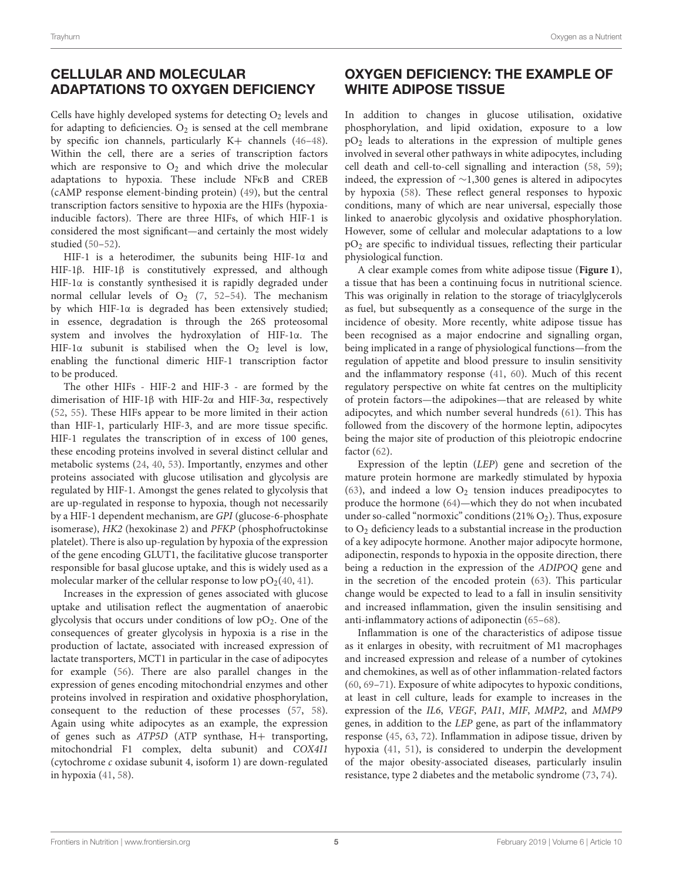## CELLULAR AND MOLECULAR ADAPTATIONS TO OXYGEN DEFICIENCY

Cells have highly developed systems for detecting $O_2$ levels and for adapting to deficiencies. $O_2$ is sensed at the cell membrane by specific ion channels, particularly K+ channels (46–48). Within the cell, there are a series of transcription factors which are responsive to $O_2$ and which drive the molecular adaptations to hypoxia. These include NFκB and CREB (cAMP response element-binding protein) (49), but the central transcription factors sensitive to hypoxia are the HIFs (hypoxia-inducible factors). There are three HIFs, of which HIF-1 is considered the most significant—and certainly the most widely studied (50–52).

HIF-1 is a heterodimer, the subunits being HIF-1α and HIF-1β. HIF-1β is constitutively expressed, and although HIF-1α is constantly synthesised it is rapidly degraded under normal cellular levels of $O_2$ (7, 52–54). The mechanism by which HIF-1α is degraded has been extensively studied; in essence, degradation is through the 26S proteosomal system and involves the hydroxylation of HIF-1α. The HIF-1α subunit is stabilised when the $O_2$ level is low, enabling the functional dimeric HIF-1 transcription factor to be produced.

The other HIFs - HIF-2 and HIF-3 - are formed by the dimerisation of HIF-1β with HIF-2α and HIF-3α, respectively (52, 55). These HIFs appear to be more limited in their action than HIF-1, particularly HIF-3, and are more tissue specific. HIF-1 regulates the transcription of in excess of 100 genes, these encoding proteins involved in several distinct cellular and metabolic systems (24, 40, 53). Importantly, enzymes and other proteins associated with glucose utilisation and glycolysis are regulated by HIF-1. Amongst the genes related to glycolysis that are up-regulated in response to hypoxia, though not necessarily by a HIF-1 dependent mechanism, are *GPI* (glucose-6-phosphate isomerase), *HK2* (hexokinase 2) and *PFKP* (phosphofructokinse platelet). There is also up-regulation by hypoxia of the expression of the gene encoding GLUT1, the facilitative glucose transporter responsible for basal glucose uptake, and this is widely used as a molecular marker of the cellular response to low $pO_2$(40, 41).

Increases in the expression of genes associated with glucose uptake and utilisation reflect the augmentation of anaerobic glycolysis that occurs under conditions of low $pO_2$. One of the consequences of greater glycolysis in hypoxia is a rise in the production of lactate, associated with increased expression of lactate transporters, MCT1 in particular in the case of adipocytes for example (56). There are also parallel changes in the expression of genes encoding mitochondrial enzymes and other proteins involved in respiration and oxidative phosphorylation, consequent to the reduction of these processes (57, 58). Again using white adipocytes as an example, the expression of genes such as *ATP5D* (ATP synthase, H+ transporting, mitochondrial F1 complex, delta subunit) and *COX4I1* (cytochrome *c* oxidase subunit 4, isoform 1) are down-regulated in hypoxia (41, 58).

## OXYGEN DEFICIENCY: THE EXAMPLE OF WHITE ADIPOSE TISSUE

In addition to changes in glucose utilisation, oxidative phosphorylation, and lipid oxidation, exposure to a low $pO_2$ leads to alterations in the expression of multiple genes involved in several other pathways in white adipocytes, including cell death and cell-to-cell signalling and interaction (58, 59); indeed, the expression of ∼1,300 genes is altered in adipocytes by hypoxia (58). These reflect general responses to hypoxic conditions, many of which are near universal, especially those linked to anaerobic glycolysis and oxidative phosphorylation. However, some of cellular and molecular adaptations to a low $pO_2$ are specific to individual tissues, reflecting their particular physiological function.

A clear example comes from white adipose tissue (**Figure 1**), a tissue that has been a continuing focus in nutritional science. This was originally in relation to the storage of triacylglycerols as fuel, but subsequently as a consequence of the surge in the incidence of obesity. More recently, white adipose tissue has been recognised as a major endocrine and signalling organ, being implicated in a range of physiological functions—from the regulation of appetite and blood pressure to insulin sensitivity and the inflammatory response (41, 60). Much of this recent regulatory perspective on white fat centres on the multiplicity of protein factors—the adipokines—that are released by white adipocytes, and which number several hundreds (61). This has followed from the discovery of the hormone leptin, adipocytes being the major site of production of this pleiotropic endocrine factor (62).

Expression of the leptin (*LEP*) gene and secretion of the mature protein hormone are markedly stimulated by hypoxia (63), and indeed a low $O_2$ tension induces preadipocytes to produce the hormone (64)—which they do not when incubated under so-called "normoxic" conditions (21% $O_2$). Thus, exposure to $O_2$ deficiency leads to a substantial increase in the production of a key adipocyte hormone. Another major adipocyte hormone, adiponectin, responds to hypoxia in the opposite direction, there being a reduction in the expression of the *ADIPOQ* gene and in the secretion of the encoded protein (63). This particular change would be expected to lead to a fall in insulin sensitivity and increased inflammation, given the insulin sensitising and anti-inflammatory actions of adiponectin (65–68).

Inflammation is one of the characteristics of adipose tissue as it enlarges in obesity, with recruitment of M1 macrophages and increased expression and release of a number of cytokines and chemokines, as well as of other inflammation-related factors (60, 69–71). Exposure of white adipocytes to hypoxic conditions, at least in cell culture, leads for example to increases in the expression of the *IL6*, *VEGF*, *PAI1*, *MIF*, *MMP2*, and *MMP9* genes, in addition to the *LEP* gene, as part of the inflammatory response (45, 63, 72). Inflammation in adipose tissue, driven by hypoxia (41, 51), is considered to underpin the development of the major obesity-associated diseases, particularly insulin resistance, type 2 diabetes and the metabolic syndrome (73, 74).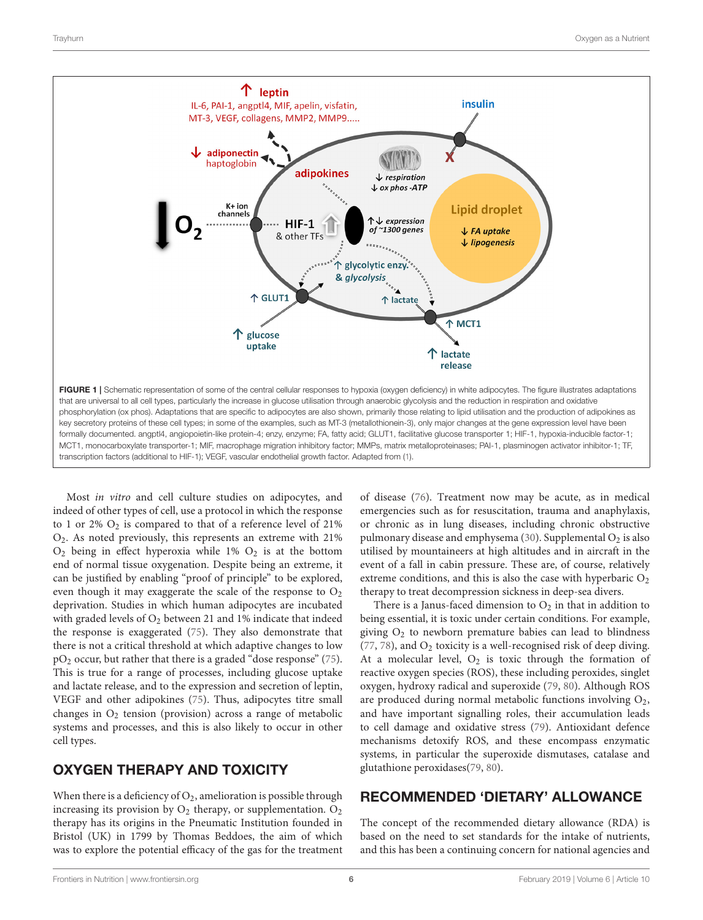**FIGURE 1** | Schematic representation of some of the central cellular responses to hypoxia (oxygen deficiency) in white adipocytes. The figure illustrates adaptations that are universal to all cell types, particularly the increase in glucose utilisation through anaerobic glycolysis and the reduction in respiration and oxidative phosphorylation (ox phos). Adaptations that are specific to adipocytes are also shown, primarily those relating to lipid utilisation and the production of adipokines as key secretory proteins of these cell types; in some of the examples, such as MT-3 (metallothionein-3), only major changes at the gene expression level have been formally documented. angptl4, angiopoietin-like protein-4; enzy, enzyme; FA, fatty acid; GLUT1, facilitative glucose transporter 1; HIF-1, hypoxia-inducible factor-1; MCT1, monocarboxylate transporter-1; MIF, macrophage migration inhibitory factor; MMPs, matrix metalloproteinases; PAI-1, plasminogen activator inhibitor-1; TF, transcription factors (additional to HIF-1); VEGF, vascular endothelial growth factor. Adapted from (1).

Most *in vitro* and cell culture studies on adipocytes, and indeed of other types of cell, use a protocol in which the response to 1 or 2% $O_2$ is compared to that of a reference level of 21% $O_2$. As noted previously, this represents an extreme with 21% $O_2$ being in effect hyperoxia while 1% $O_2$ is at the bottom end of normal tissue oxygenation. Despite being an extreme, it can be justified by enabling "proof of principle" to be explored, even though it may exaggerate the scale of the response to $O_2$ deprivation. Studies in which human adipocytes are incubated with graded levels of $O_2$ between 21 and 1% indicate that indeed the response is exaggerated (75). They also demonstrate that there is not a critical threshold at which adaptive changes to low $pO_2$ occur, but rather that there is a graded "dose response" (75). This is true for a range of processes, including glucose uptake and lactate release, and to the expression and secretion of leptin, VEGF and other adipokines (75). Thus, adipocytes titre small changes in $O_2$ tension (provision) across a range of metabolic systems and processes, and this is also likely to occur in other cell types.

## OXYGEN THERAPY AND TOXICITY

When there is a deficiency of $O_2$, amelioration is possible through increasing its provision by $O_2$ therapy, or supplementation. $O_2$ therapy has its origins in the Pneumatic Institution founded in Bristol (UK) in 1799 by Thomas Beddoes, the aim of which was to explore the potential efficacy of the gas for the treatment of disease (76). Treatment now may be acute, as in medical emergencies such as for resuscitation, trauma and anaphylaxis, or chronic as in lung diseases, including chronic obstructive pulmonary disease and emphysema (30). Supplemental $O_2$ is also utilised by mountaineers at high altitudes and in aircraft in the event of a fall in cabin pressure. These are, of course, relatively extreme conditions, and this is also the case with hyperbaric $O_2$ therapy to treat decompression sickness in deep-sea divers.

There is a Janus-faced dimension to $O_2$ in that in addition to being essential, it is toxic under certain conditions. For example, giving $O_2$ to newborn premature babies can lead to blindness (77, 78), and $O_2$ toxicity is a well-recognised risk of deep diving. At a molecular level, $O_2$ is toxic through the formation of reactive oxygen species (ROS), these including peroxides, singlet oxygen, hydroxy radical and superoxide (79, 80). Although ROS are produced during normal metabolic functions involving $O_2$, and have important signalling roles, their accumulation leads to cell damage and oxidative stress (79). Antioxidant defence mechanisms detoxify ROS, and these encompass enzymatic systems, in particular the superoxide dismutases, catalase and glutathione peroxidases(79, 80).

## RECOMMENDED 'DIETARY' ALLOWANCE

The concept of the recommended dietary allowance (RDA) is based on the need to set standards for the intake of nutrients, and this has been a continuing concern for national agencies and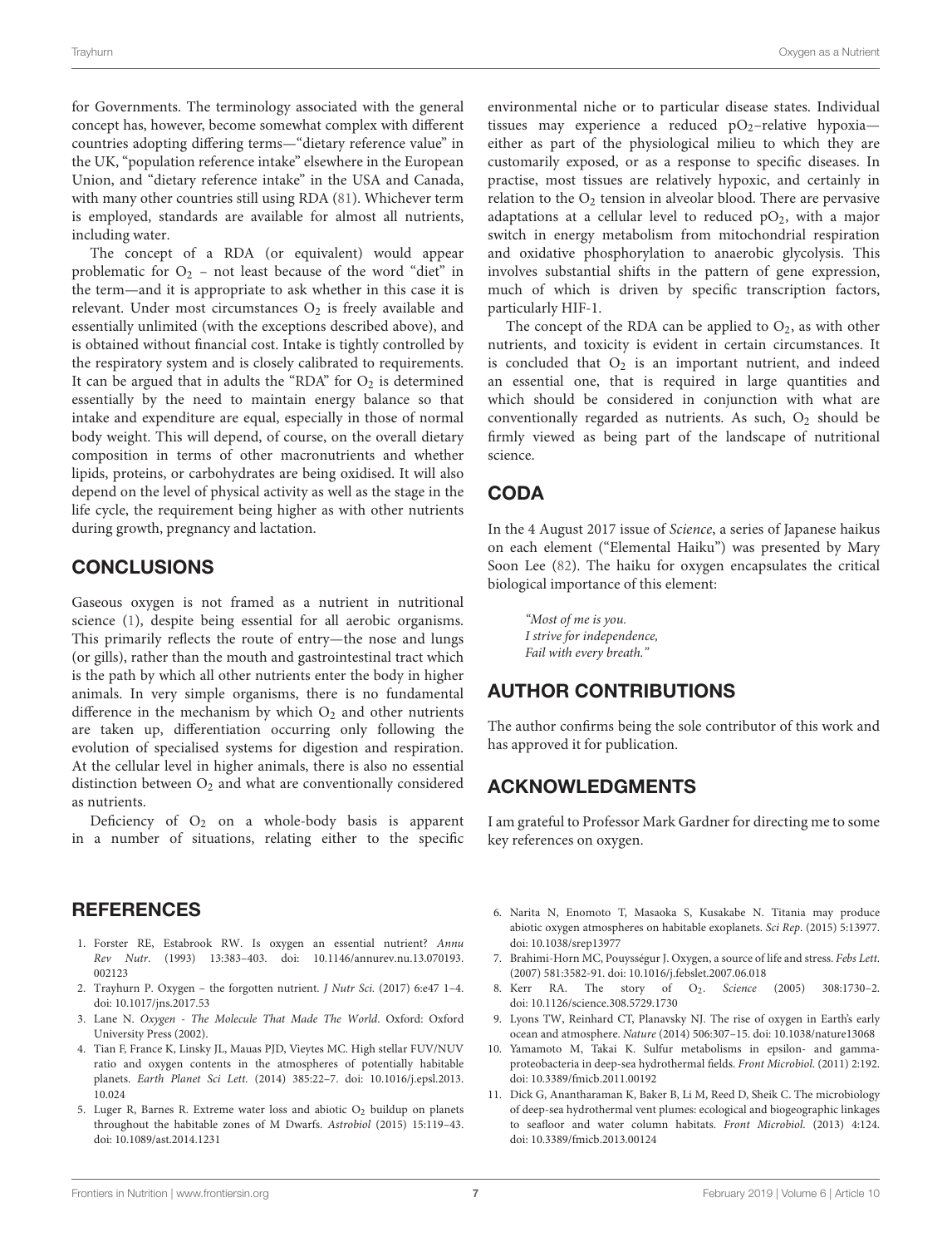for Governments. The terminology associated with the general concept has, however, become somewhat complex with different countries adopting differing terms—"dietary reference value" in the UK, "population reference intake" elsewhere in the European Union, and "dietary reference intake" in the USA and Canada, with many other countries still using RDA (81). Whichever term is employed, standards are available for almost all nutrients, including water.

The concept of a RDA (or equivalent) would appear problematic for $O_2$ – not least because of the word "diet" in the term—and it is appropriate to ask whether in this case it is relevant. Under most circumstances $O_2$ is freely available and essentially unlimited (with the exceptions described above), and is obtained without financial cost. Intake is tightly controlled by the respiratory system and is closely calibrated to requirements. It can be argued that in adults the "RDA" for $O_2$ is determined essentially by the need to maintain energy balance so that intake and expenditure are equal, especially in those of normal body weight. This will depend, of course, on the overall dietary composition in terms of other macronutrients and whether lipids, proteins, or carbohydrates are being oxidised. It will also depend on the level of physical activity as well as the stage in the life cycle, the requirement being higher as with other nutrients during growth, pregnancy and lactation.

## CONCLUSIONS

Gaseous oxygen is not framed as a nutrient in nutritional science (1), despite being essential for all aerobic organisms. This primarily reflects the route of entry—the nose and lungs (or gills), rather than the mouth and gastrointestinal tract which is the path by which all other nutrients enter the body in higher animals. In very simple organisms, there is no fundamental difference in the mechanism by which $O_2$ and other nutrients are taken up, differentiation occurring only following the evolution of specialised systems for digestion and respiration. At the cellular level in higher animals, there is also no essential distinction between $O_2$ and what are conventionally considered as nutrients.

Deficiency of $O_2$ on a whole-body basis is apparent in a number of situations, relating either to the specific environmental niche or to particular disease states. Individual tissues may experience a reduced $pO_2$–relative hypoxia—either as part of the physiological milieu to which they are customarily exposed, or as a response to specific diseases. In practise, most tissues are relatively hypoxic, and certainly in relation to the $O_2$ tension in alveolar blood. There are pervasive adaptations at a cellular level to reduced $pO_2$, with a major switch in energy metabolism from mitochondrial respiration and oxidative phosphorylation to anaerobic glycolysis. This involves substantial shifts in the pattern of gene expression, much of which is driven by specific transcription factors, particularly HIF-1.

The concept of the RDA can be applied to $O_2$, as with other nutrients, and toxicity is evident in certain circumstances. It is concluded that $O_2$ is an important nutrient, and indeed an essential one, that is required in large quantities and which should be considered in conjunction with what are conventionally regarded as nutrients. As such, $O_2$ should be firmly viewed as being part of the landscape of nutritional science.

## CODA

In the 4 August 2017 issue of *Science*, a series of Japanese haikus on each element ("Elemental Haiku") was presented by Mary Soon Lee (82). The haiku for oxygen encapsulates the critical biological importance of this element:

> *"Most of me is you.*
> *I strive for independence,*
> *Fail with every breath."*

## AUTHOR CONTRIBUTIONS

The author confirms being the sole contributor of this work and has approved it for publication.

## ACKNOWLEDGMENTS

I am grateful to Professor Mark Gardner for directing me to some key references on oxygen.

## REFERENCES

1. Forster RE, Estabrook RW. Is oxygen an essential nutrient? *Annu Rev Nutr*. (1993) 13:383–403. doi: 10.1146/annurev.nu.13.070193.002123
2. Trayhurn P. Oxygen – the forgotten nutrient. *J Nutr Sci*. (2017) 6:e47 1–4. doi: 10.1017/jns.2017.53
3. Lane N. *Oxygen - The Molecule That Made The World*. Oxford: Oxford University Press (2002).
4. Tian F, France K, Linsky JL, Mauas PJD, Vieytes MC. High stellar FUV/NUV ratio and oxygen contents in the atmospheres of potentially habitable planets. *Earth Planet Sci Lett*. (2014) 385:22–7. doi: 10.1016/j.epsl.2013.10.024
5. Luger R, Barnes R. Extreme water loss and abiotic $O_2$ buildup on planets throughout the habitable zones of M Dwarfs. *Astrobiol* (2015) 15:119–43. doi: 10.1089/ast.2014.1231
6. Narita N, Enomoto T, Masaoka S, Kusakabe N. Titania may produce abiotic oxygen atmospheres on habitable exoplanets. *Sci Rep*. (2015) 5:13977. doi: 10.1038/srep13977
7. Brahimi-Horn MC, Pouysségur J. Oxygen, a source of life and stress. *Febs Lett*. (2007) 581:3582-91. doi: 10.1016/j.febslet.2007.06.018
8. Kerr RA. The story of $O_2$. *Science* (2005) 308:1730–2. doi: 10.1126/science.308.5729.1730
9. Lyons TW, Reinhard CT, Planavsky NJ. The rise of oxygen in Earth's early ocean and atmosphere. *Nature* (2014) 506:307–15. doi: 10.1038/nature13068
10. Yamamoto M, Takai K. Sulfur metabolisms in epsilon- and gamma-proteobacteria in deep-sea hydrothermal fields. *Front Microbiol*. (2011) 2:192. doi: 10.3389/fmicb.2011.00192
11. Dick G, Anantharaman K, Baker B, Li M, Reed D, Sheik C. The microbiology of deep-sea hydrothermal vent plumes: ecological and biogeographic linkages to seafloor and water column habitats. *Front Microbiol*. (2013) 4:124. doi: 10.3389/fmicb.2013.00124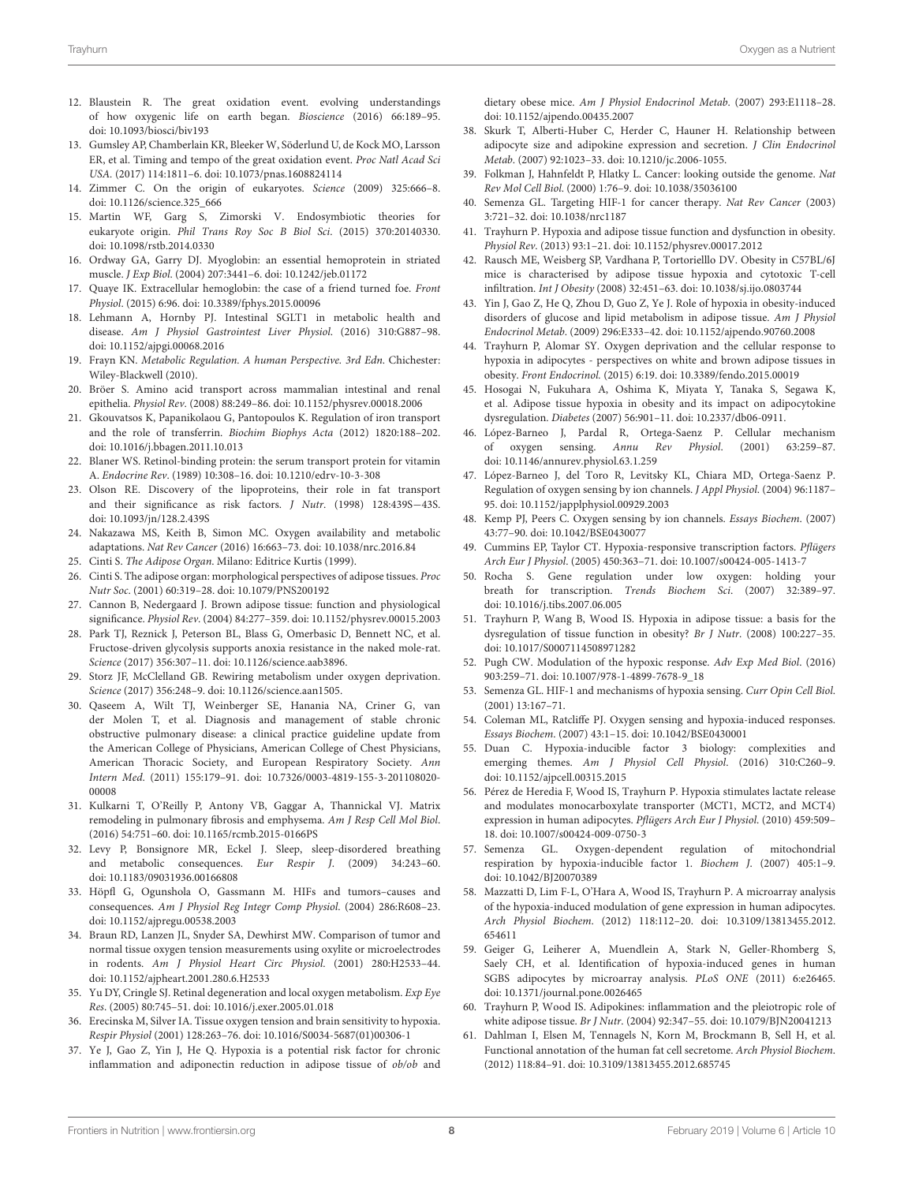12. Blaustein R. The great oxidation event. evolving understandings of how oxygenic life on earth began. *Bioscience* (2016) 66:189–95. doi: 10.1093/biosci/biv193
13. Gumsley AP, Chamberlain KR, Bleeker W, Söderlund U, de Kock MO, Larsson ER, et al. Timing and tempo of the great oxidation event. *Proc Natl Acad Sci USA*. (2017) 114:1811–6. doi: 10.1073/pnas.1608824114
14. Zimmer C. On the origin of eukaryotes. *Science* (2009) 325:666–8. doi: 10.1126/science.325_666
15. Martin WF, Garg S, Zimorski V. Endosymbiotic theories for eukaryote origin. *Phil Trans Roy Soc B Biol Sci*. (2015) 370:20140330. doi: 10.1098/rstb.2014.0330
16. Ordway GA, Garry DJ. Myoglobin: an essential hemoprotein in striated muscle. *J Exp Biol*. (2004) 207:3441–6. doi: 10.1242/jeb.01172
17. Quaye IK. Extracellular hemoglobin: the case of a friend turned foe. *Front Physiol*. (2015) 6:96. doi: 10.3389/fphys.2015.00096
18. Lehmann A, Hornby PJ. Intestinal SGLT1 in metabolic health and disease. *Am J Physiol Gastrointest Liver Physiol*. (2016) 310:G887–98. doi: 10.1152/ajpgi.00068.2016
19. Frayn KN. *Metabolic Regulation. A human Perspective. 3rd Edn*. Chichester: Wiley-Blackwell (2010).
20. Bröer S. Amino acid transport across mammalian intestinal and renal epithelia. *Physiol Rev*. (2008) 88:249–86. doi: 10.1152/physrev.00018.2006
21. Gkouvatsos K, Papanikolaou G, Pantopoulos K. Regulation of iron transport and the role of transferrin. *Biochim Biophys Acta* (2012) 1820:188–202. doi: 10.1016/j.bbagen.2011.10.013
22. Blaner WS. Retinol-binding protein: the serum transport protein for vitamin A. *Endocrine Rev*. (1989) 10:308–16. doi: 10.1210/edrv-10-3-308
23. Olson RE. Discovery of the lipoproteins, their role in fat transport and their significance as risk factors. *J Nutr*. (1998) 128:439S−43S. doi: 10.1093/jn/128.2.439S
24. Nakazawa MS, Keith B, Simon MC. Oxygen availability and metabolic adaptations. *Nat Rev Cancer* (2016) 16:663–73. doi: 10.1038/nrc.2016.84
25. Cinti S. *The Adipose Organ*. Milano: Editrice Kurtis (1999).
26. Cinti S. The adipose organ: morphological perspectives of adipose tissues. *Proc Nutr Soc*. (2001) 60:319–28. doi: 10.1079/PNS200192
27. Cannon B, Nedergaard J. Brown adipose tissue: function and physiological significance. *Physiol Rev*. (2004) 84:277–359. doi: 10.1152/physrev.00015.2003
28. Park TJ, Reznick J, Peterson BL, Blass G, Omerbasic D, Bennett NC, et al. Fructose-driven glycolysis supports anoxia resistance in the naked mole-rat. *Science* (2017) 356:307–11. doi: 10.1126/science.aab3896.
29. Storz JF, McClelland GB. Rewiring metabolism under oxygen deprivation. *Science* (2017) 356:248–9. doi: 10.1126/science.aan1505.
30. Qaseem A, Wilt TJ, Weinberger SE, Hanania NA, Criner G, van der Molen T, et al. Diagnosis and management of stable chronic obstructive pulmonary disease: a clinical practice guideline update from the American College of Physicians, American College of Chest Physicians, American Thoracic Society, and European Respiratory Society. *Ann Intern Med*. (2011) 155:179–91. doi: 10.7326/0003-4819-155-3-201108020-00008
31. Kulkarni T, O'Reilly P, Antony VB, Gaggar A, Thannickal VJ. Matrix remodeling in pulmonary fibrosis and emphysema. *Am J Resp Cell Mol Biol*. (2016) 54:751–60. doi: 10.1165/rcmb.2015-0166PS
32. Levy P, Bonsignore MR, Eckel J. Sleep, sleep-disordered breathing and metabolic consequences. *Eur Respir J*. (2009) 34:243–60. doi: 10.1183/09031936.00166808
33. Höpfl G, Ogunshola O, Gassmann M. HIFs and tumors–causes and consequences. *Am J Physiol Reg Integr Comp Physiol*. (2004) 286:R608–23. doi: 10.1152/ajpregu.00538.2003
34. Braun RD, Lanzen JL, Snyder SA, Dewhirst MW. Comparison of tumor and normal tissue oxygen tension measurements using oxylite or microelectrodes in rodents. *Am J Physiol Heart Circ Physiol*. (2001) 280:H2533–44. doi: 10.1152/ajpheart.2001.280.6.H2533
35. Yu DY, Cringle SJ. Retinal degeneration and local oxygen metabolism. *Exp Eye Res*. (2005) 80:745–51. doi: 10.1016/j.exer.2005.01.018
36. Erecinska M, Silver IA. Tissue oxygen tension and brain sensitivity to hypoxia. *Respir Physiol* (2001) 128:263–76. doi: 10.1016/S0034-5687(01)00306-1
37. Ye J, Gao Z, Yin J, He Q. Hypoxia is a potential risk factor for chronic inflammation and adiponectin reduction in adipose tissue of *ob/ob* and dietary obese mice. *Am J Physiol Endocrinol Metab*. (2007) 293:E1118–28. doi: 10.1152/ajpendo.00435.2007
38. Skurk T, Alberti-Huber C, Herder C, Hauner H. Relationship between adipocyte size and adipokine expression and secretion. *J Clin Endocrinol Metab*. (2007) 92:1023–33. doi: 10.1210/jc.2006-1055.
39. Folkman J, Hahnfeldt P, Hlatky L. Cancer: looking outside the genome. *Nat Rev Mol Cell Biol*. (2000) 1:76–9. doi: 10.1038/35036100
40. Semenza GL. Targeting HIF-1 for cancer therapy. *Nat Rev Cancer* (2003) 3:721–32. doi: 10.1038/nrc1187
41. Trayhurn P. Hypoxia and adipose tissue function and dysfunction in obesity. *Physiol Rev*. (2013) 93:1–21. doi: 10.1152/physrev.00017.2012
42. Rausch ME, Weisberg SP, Vardhana P, Tortorielllo DV. Obesity in C57BL/6J mice is characterised by adipose tissue hypoxia and cytotoxic T-cell infiltration. *Int J Obesity* (2008) 32:451–63. doi: 10.1038/sj.ijo.0803744
43. Yin J, Gao Z, He Q, Zhou D, Guo Z, Ye J. Role of hypoxia in obesity-induced disorders of glucose and lipid metabolism in adipose tissue. *Am J Physiol Endocrinol Metab*. (2009) 296:E333–42. doi: 10.1152/ajpendo.90760.2008
44. Trayhurn P, Alomar SY. Oxygen deprivation and the cellular response to hypoxia in adipocytes - perspectives on white and brown adipose tissues in obesity. *Front Endocrinol*. (2015) 6:19. doi: 10.3389/fendo.2015.00019
45. Hosogai N, Fukuhara A, Oshima K, Miyata Y, Tanaka S, Segawa K, et al. Adipose tissue hypoxia in obesity and its impact on adipocytokine dysregulation. *Diabetes* (2007) 56:901–11. doi: 10.2337/db06-0911.
46. López-Barneo J, Pardal R, Ortega-Saenz P. Cellular mechanism of oxygen sensing. *Annu Rev Physiol*. (2001) 63:259–87. doi: 10.1146/annurev.physiol.63.1.259
47. López-Barneo J, del Toro R, Levitsky KL, Chiara MD, Ortega-Saenz P. Regulation of oxygen sensing by ion channels. *J Appl Physiol*. (2004) 96:1187–95. doi: 10.1152/japplphysiol.00929.2003
48. Kemp PJ, Peers C. Oxygen sensing by ion channels. *Essays Biochem*. (2007) 43:77–90. doi: 10.1042/BSE0430077
49. Cummins EP, Taylor CT. Hypoxia-responsive transcription factors. *Pflügers Arch Eur J Physiol*. (2005) 450:363–71. doi: 10.1007/s00424-005-1413-7
50. Rocha S. Gene regulation under low oxygen: holding your breath for transcription. *Trends Biochem Sci*. (2007) 32:389–97. doi: 10.1016/j.tibs.2007.06.005
51. Trayhurn P, Wang B, Wood IS. Hypoxia in adipose tissue: a basis for the dysregulation of tissue function in obesity? *Br J Nutr*. (2008) 100:227–35. doi: 10.1017/S0007114508971282
52. Pugh CW. Modulation of the hypoxic response. *Adv Exp Med Biol*. (2016) 903:259–71. doi: 10.1007/978-1-4899-7678-9_18
53. Semenza GL. HIF-1 and mechanisms of hypoxia sensing. *Curr Opin Cell Biol*. (2001) 13:167–71.
54. Coleman ML, Ratcliffe PJ. Oxygen sensing and hypoxia-induced responses. *Essays Biochem*. (2007) 43:1–15. doi: 10.1042/BSE0430001
55. Duan C. Hypoxia-inducible factor 3 biology: complexities and emerging themes. *Am J Physiol Cell Physiol*. (2016) 310:C260–9. doi: 10.1152/ajpcell.00315.2015
56. Pérez de Heredia F, Wood IS, Trayhurn P. Hypoxia stimulates lactate release and modulates monocarboxylate transporter (MCT1, MCT2, and MCT4) expression in human adipocytes. *Pflügers Arch Eur J Physiol*. (2010) 459:509–18. doi: 10.1007/s00424-009-0750-3
57. Semenza GL. Oxygen-dependent regulation of mitochondrial respiration by hypoxia-inducible factor 1. *Biochem J*. (2007) 405:1–9. doi: 10.1042/BJ20070389
58. Mazzatti D, Lim F-L, O'Hara A, Wood IS, Trayhurn P. A microarray analysis of the hypoxia-induced modulation of gene expression in human adipocytes. *Arch Physiol Biochem*. (2012) 118:112–20. doi: 10.3109/13813455.2012.654611
59. Geiger G, Leiherer A, Muendlein A, Stark N, Geller-Rhomberg S, Saely CH, et al. Identification of hypoxia-induced genes in human SGBS adipocytes by microarray analysis. *PLoS ONE* (2011) 6:e26465. doi: 10.1371/journal.pone.0026465
60. Trayhurn P, Wood IS. Adipokines: inflammation and the pleiotropic role of white adipose tissue. *Br J Nutr*. (2004) 92:347–55. doi: 10.1079/BJN20041213
61. Dahlman I, Elsen M, Tennagels N, Korn M, Brockmann B, Sell H, et al. Functional annotation of the human fat cell secretome. *Arch Physiol Biochem*. (2012) 118:84–91. doi: 10.3109/13813455.2012.685745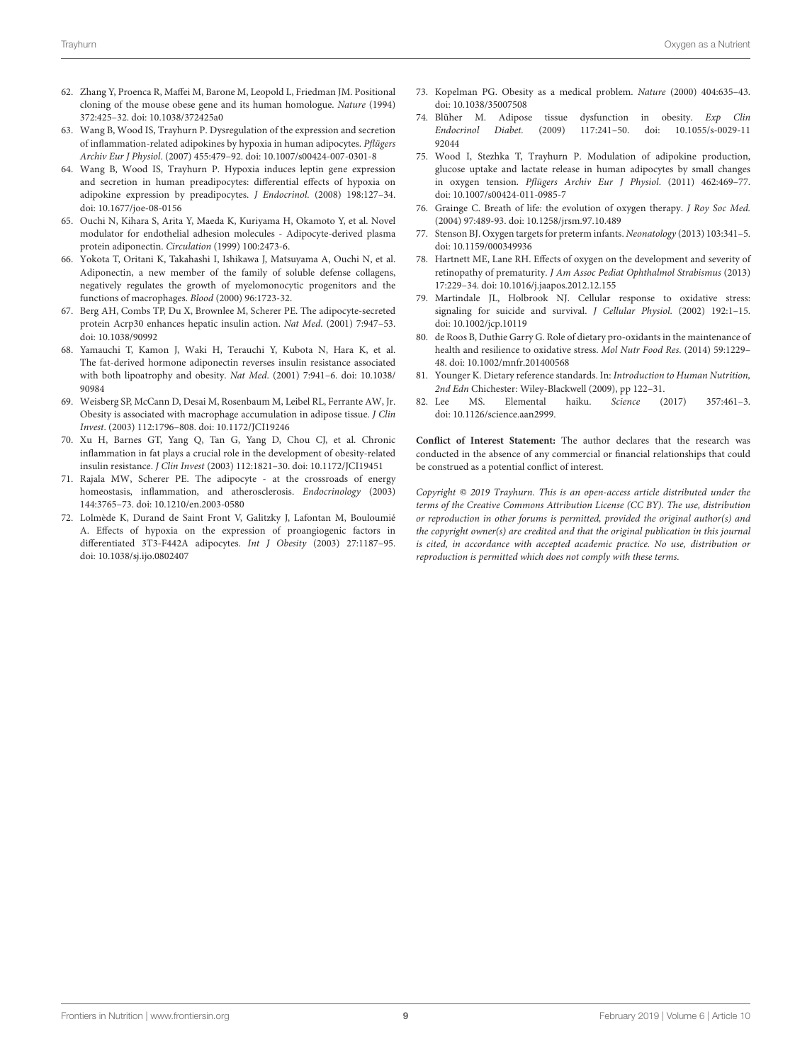62. Zhang Y, Proenca R, Maffei M, Barone M, Leopold L, Friedman JM. Positional cloning of the mouse obese gene and its human homologue. *Nature* (1994) 372:425–32. doi: 10.1038/372425a0
63. Wang B, Wood IS, Trayhurn P. Dysregulation of the expression and secretion of inflammation-related adipokines by hypoxia in human adipocytes. *Pflügers Archiv Eur J Physiol*. (2007) 455:479–92. doi: 10.1007/s00424-007-0301-8
64. Wang B, Wood IS, Trayhurn P. Hypoxia induces leptin gene expression and secretion in human preadipocytes: differential effects of hypoxia on adipokine expression by preadipocytes. *J Endocrinol*. (2008) 198:127–34. doi: 10.1677/joe-08-0156
65. Ouchi N, Kihara S, Arita Y, Maeda K, Kuriyama H, Okamoto Y, et al. Novel modulator for endothelial adhesion molecules - Adipocyte-derived plasma protein adiponectin. *Circulation* (1999) 100:2473-6.
66. Yokota T, Oritani K, Takahashi I, Ishikawa J, Matsuyama A, Ouchi N, et al. Adiponectin, a new member of the family of soluble defense collagens, negatively regulates the growth of myelomonocytic progenitors and the functions of macrophages. *Blood* (2000) 96:1723-32.
67. Berg AH, Combs TP, Du X, Brownlee M, Scherer PE. The adipocyte-secreted protein Acrp30 enhances hepatic insulin action. *Nat Med*. (2001) 7:947–53. doi: 10.1038/90992
68. Yamauchi T, Kamon J, Waki H, Terauchi Y, Kubota N, Hara K, et al. The fat-derived hormone adiponectin reverses insulin resistance associated with both lipoatrophy and obesity. *Nat Med*. (2001) 7:941–6. doi: 10.1038/90984
69. Weisberg SP, McCann D, Desai M, Rosenbaum M, Leibel RL, Ferrante AW, Jr. Obesity is associated with macrophage accumulation in adipose tissue. *J Clin Invest*. (2003) 112:1796–808. doi: 10.1172/JCI19246
70. Xu H, Barnes GT, Yang Q, Tan G, Yang D, Chou CJ, et al. Chronic inflammation in fat plays a crucial role in the development of obesity-related insulin resistance. *J Clin Invest* (2003) 112:1821–30. doi: 10.1172/JCI19451
71. Rajala MW, Scherer PE. The adipocyte - at the crossroads of energy homeostasis, inflammation, and atherosclerosis. *Endocrinology* (2003) 144:3765–73. doi: 10.1210/en.2003-0580
72. Lolmède K, Durand de Saint Front V, Galitzky J, Lafontan M, Bouloumié A. Effects of hypoxia on the expression of proangiogenic factors in differentiated 3T3-F442A adipocytes. *Int J Obesity* (2003) 27:1187–95. doi: 10.1038/sj.ijo.0802407
73. Kopelman PG. Obesity as a medical problem. *Nature* (2000) 404:635–43. doi: 10.1038/35007508
74. Blüher M. Adipose tissue dysfunction in obesity. *Exp Clin Endocrinol Diabet.* (2009) 117:241–50. doi: 10.1055/s-0029-1192044
75. Wood I, Stezhka T, Trayhurn P. Modulation of adipokine production, glucose uptake and lactate release in human adipocytes by small changes in oxygen tension. *Pflügers Archiv Eur J Physiol*. (2011) 462:469–77. doi: 10.1007/s00424-011-0985-7
76. Grainge C. Breath of life: the evolution of oxygen therapy. *J Roy Soc Med.* (2004) 97:489-93. doi: 10.1258/jrsm.97.10.489
77. Stenson BJ. Oxygen targets for preterm infants. *Neonatology* (2013) 103:341–5. doi: 10.1159/000349936
78. Hartnett ME, Lane RH. Effects of oxygen on the development and severity of retinopathy of prematurity. *J Am Assoc Pediat Ophthalmol Strabismus* (2013) 17:229–34. doi: 10.1016/j.jaapos.2012.12.155
79. Martindale JL, Holbrook NJ. Cellular response to oxidative stress: signaling for suicide and survival. *J Cellular Physiol.* (2002) 192:1–15. doi: 10.1002/jcp.10119
80. de Roos B, Duthie Garry G. Role of dietary pro-oxidants in the maintenance of health and resilience to oxidative stress. *Mol Nutr Food Res.* (2014) 59:1229–48. doi: 10.1002/mnfr.201400568
81. Younger K. Dietary reference standards. In: *Introduction to Human Nutrition, 2nd Edn* Chichester: Wiley-Blackwell (2009), pp 122–31.
82. Lee MS. Elemental haiku. *Science* (2017) 357:461–3. doi: 10.1126/science.aan2999.

**Conflict of Interest Statement:** The author declares that the research was conducted in the absence of any commercial or financial relationships that could be construed as a potential conflict of interest.

*Copyright © 2019 Trayhurn. This is an open-access article distributed under the terms of the Creative Commons Attribution License (CC BY). The use, distribution or reproduction in other forums is permitted, provided the original author(s) and the copyright owner(s) are credited and that the original publication in this journal is cited, in accordance with accepted academic practice. No use, distribution or reproduction is permitted which does not comply with these terms.*